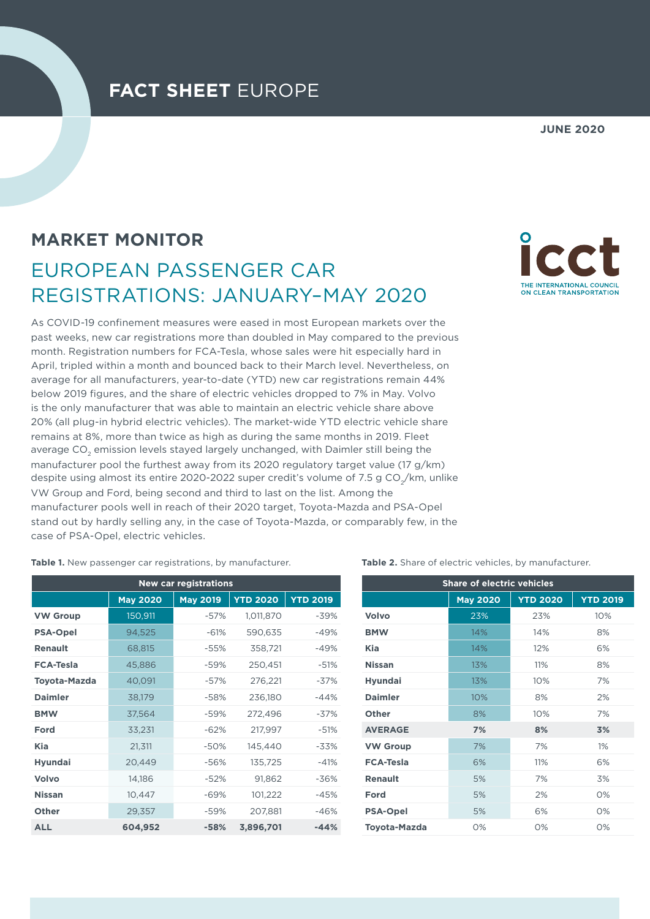**FACT SHEET** EUROPE

**JUNE 2020**

## MARKET MONITOR

# EUROPEAN PASSENGER CAR REGISTRATIONS: JANUARY–MAY 2020

As COVID-19 confinement measures were eased in most European markets over the past weeks, new car registrations more than doubled in May compared to the previous month. Registration numbers for FCA-Tesla, whose sales were hit especially hard in April, tripled within a month and bounced back to their March level. Nevertheless, on average for all manufacturers, year-to-date (YTD) new car registrations remain 44% below 2019 figures, and the share of electric vehicles dropped to 7% in May. Volvo is the only manufacturer that was able to maintain an electric vehicle share above 20% (all plug-in hybrid electric vehicles). The market-wide YTD electric vehicle share remains at 8%, more than twice as high as during the same months in 2019. Fleet average $CO_2$ emission levels stayed largely unchanged, with Daimler still being the manufacturer pool the furthest away from its 2020 regulatory target value (17 g/km) despite using almost its entire 2020-2022 super credit's volume of 7.5 g $CO_2$/km, unlike VW Group and Ford, being second and third to last on the list. Among the manufacturer pools well in reach of their 2020 target, Toyota-Mazda and PSA-Opel stand out by hardly selling any, in the case of Toyota-Mazda, or comparably few, in the case of PSA-Opel, electric vehicles.

**Table 1.** New passenger car registrations, by manufacturer.

| | New car registrations | | | |
|---|---|---|---|---|
| | May 2020 | May 2019 | YTD 2020 | YTD 2019 |
| **VW Group** | 150,911 | -57% | 1,011,870 | -39% |
| **PSA-Opel** | 94,525 | -61% | 590,635 | -49% |
| **Renault** | 68,815 | -55% | 358,721 | -49% |
| **FCA-Tesla** | 45,886 | -59% | 250,451 | -51% |
| **Toyota-Mazda** | 40,091 | -57% | 276,221 | -37% |
| **Daimler** | 38,179 | -58% | 236,180 | -44% |
| **BMW** | 37,564 | -59% | 272,496 | -37% |
| **Ford** | 33,231 | -62% | 217,997 | -51% |
| **Kia** | 21,311 | -50% | 145,440 | -33% |
| **Hyundai** | 20,449 | -56% | 135,725 | -41% |
| **Volvo** | 14,186 | -52% | 91,862 | -36% |
| **Nissan** | 10,447 | -69% | 101,222 | -45% |
| **Other** | 29,357 | -59% | 207,881 | -46% |
| **ALL** | **604,952** | **-58%** | **3,896,701** | **-44%** |

**Table 2.** Share of electric vehicles, by manufacturer.

| | Share of electric vehicles | | |
|---|---|---|---|
| | May 2020 | YTD 2020 | YTD 2019 |
| **Volvo** | 23% | 23% | 10% |
| **BMW** | 14% | 14% | 8% |
| **Kia** | 14% | 12% | 6% |
| **Nissan** | 13% | 11% | 8% |
| **Hyundai** | 13% | 10% | 7% |
| **Daimler** | 10% | 8% | 2% |
| **Other** | 8% | 10% | 7% |
| **AVERAGE** | **7%** | **8%** | **3%** |
| **VW Group** | 7% | 7% | 1% |
| **FCA-Tesla** | 6% | 11% | 6% |
| **Renault** | 5% | 7% | 3% |
| **Ford** | 5% | 2% | 0% |
| **PSA-Opel** | 5% | 6% | 0% |
| **Toyota-Mazda** | 0% | 0% | 0% |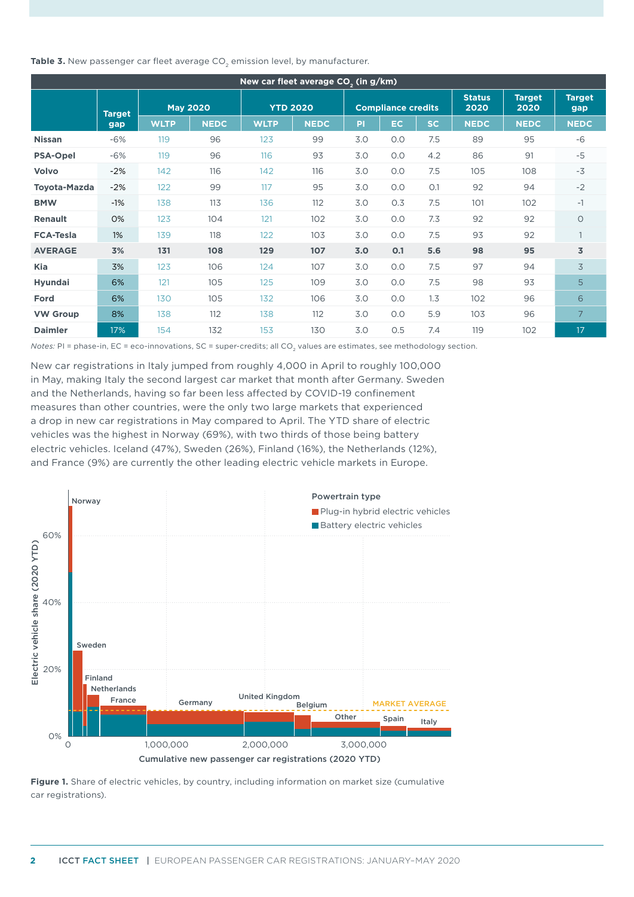**Table 3.** New passenger car fleet average $CO_2$ emission level, by manufacturer.

| | New car fleet average $CO_2$ (in g/km) | | | | | | | | | | |
|---|---|---|---|---|---|---|---|---|---|---|---|
| | Target gap | May 2020 | | YTD 2020 | | Compliance credits | | | Status 2020 | Target 2020 | Target gap |
| | | WLTP | NEDC | WLTP | NEDC | PI | EC | SC | NEDC | NEDC | NEDC |
| **Nissan** | -6% | 119 | 96 | 123 | 99 | 3.0 | 0.0 | 7.5 | 89 | 95 | -6 |
| **PSA-Opel** | -6% | 119 | 96 | 116 | 93 | 3.0 | 0.0 | 4.2 | 86 | 91 | -5 |
| **Volvo** | -2% | 142 | 116 | 142 | 116 | 3.0 | 0.0 | 7.5 | 105 | 108 | -3 |
| **Toyota-Mazda** | -2% | 122 | 99 | 117 | 95 | 3.0 | 0.0 | 0.1 | 92 | 94 | -2 |
| **BMW** | -1% | 138 | 113 | 136 | 112 | 3.0 | 0.3 | 7.5 | 101 | 102 | -1 |
| **Renault** | 0% | 123 | 104 | 121 | 102 | 3.0 | 0.0 | 7.3 | 92 | 92 | 0 |
| **FCA-Tesla** | 1% | 139 | 118 | 122 | 103 | 3.0 | 0.0 | 7.5 | 93 | 92 | 1 |
| **AVERAGE** | **3%** | **131** | **108** | **129** | **107** | **3.0** | **0.1** | **5.6** | **98** | **95** | **3** |
| **Kia** | 3% | 123 | 106 | 124 | 107 | 3.0 | 0.0 | 7.5 | 97 | 94 | 3 |
| **Hyundai** | 6% | 121 | 105 | 125 | 109 | 3.0 | 0.0 | 7.5 | 98 | 93 | 5 |
| **Ford** | 6% | 130 | 105 | 132 | 106 | 3.0 | 0.0 | 1.3 | 102 | 96 | 6 |
| **VW Group** | 8% | 138 | 112 | 138 | 112 | 3.0 | 0.0 | 5.9 | 103 | 96 | 7 |
| **Daimler** | 17% | 154 | 132 | 153 | 130 | 3.0 | 0.5 | 7.4 | 119 | 102 | 17 |

*Notes:* PI = phase-in, EC = eco-innovations, SC = super-credits; all $CO_2$ values are estimates, see methodology section.

New car registrations in Italy jumped from roughly 4,000 in April to roughly 100,000 in May, making Italy the second largest car market that month after Germany. Sweden and the Netherlands, having so far been less affected by COVID-19 confinement measures than other countries, were the only two large markets that experienced a drop in new car registrations in May compared to April. The YTD share of electric vehicles was the highest in Norway (69%), with two thirds of those being battery electric vehicles. Iceland (47%), Sweden (26%), Finland (16%), the Netherlands (12%), and France (9%) are currently the other leading electric vehicle markets in Europe.

**Figure 1.** Share of electric vehicles, by country, including information on market size (cumulative car registrations).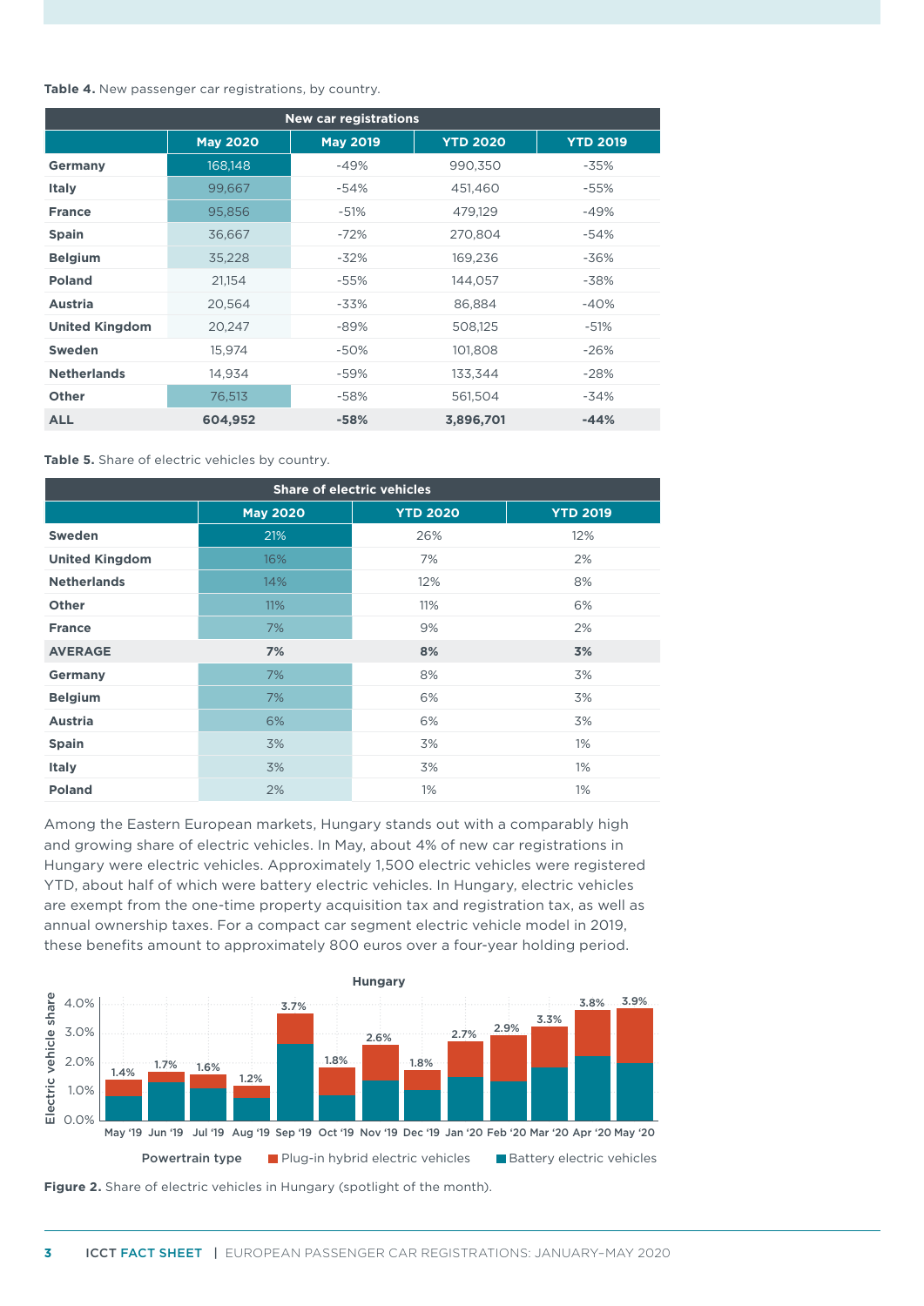**Table 4.** New passenger car registrations, by country.

| New car registrations | | | | |
|---|---|---|---|---|
| | **May 2020** | **May 2019** | **YTD 2020** | **YTD 2019** |
| **Germany** | 168,148 | -49% | 990,350 | -35% |
| **Italy** | 99,667 | -54% | 451,460 | -55% |
| **France** | 95,856 | -51% | 479,129 | -49% |
| **Spain** | 36,667 | -72% | 270,804 | -54% |
| **Belgium** | 35,228 | -32% | 169,236 | -36% |
| **Poland** | 21,154 | -55% | 144,057 | -38% |
| **Austria** | 20,564 | -33% | 86,884 | -40% |
| **United Kingdom** | 20,247 | -89% | 508,125 | -51% |
| **Sweden** | 15,974 | -50% | 101,808 | -26% |
| **Netherlands** | 14,934 | -59% | 133,344 | -28% |
| **Other** | 76,513 | -58% | 561,504 | -34% |
| **ALL** | **604,952** | **-58%** | **3,896,701** | **-44%** |

**Table 5.** Share of electric vehicles by country.

| Share of electric vehicles | | | |
|---|---|---|---|
| | **May 2020** | **YTD 2020** | **YTD 2019** |
| **Sweden** | 21% | 26% | 12% |
| **United Kingdom** | 16% | 7% | 2% |
| **Netherlands** | 14% | 12% | 8% |
| **Other** | 11% | 11% | 6% |
| **France** | 7% | 9% | 2% |
| **AVERAGE** | **7%** | **8%** | **3%** |
| **Germany** | 7% | 8% | 3% |
| **Belgium** | 7% | 6% | 3% |
| **Austria** | 6% | 6% | 3% |
| **Spain** | 3% | 3% | 1% |
| **Italy** | 3% | 3% | 1% |
| **Poland** | 2% | 1% | 1% |

Among the Eastern European markets, Hungary stands out with a comparably high and growing share of electric vehicles. In May, about 4% of new car registrations in Hungary were electric vehicles. Approximately 1,500 electric vehicles were registered YTD, about half of which were battery electric vehicles. In Hungary, electric vehicles are exempt from the one-time property acquisition tax and registration tax, as well as annual ownership taxes. For a compact car segment electric vehicle model in 2019, these benefits amount to approximately 800 euros over a four-year holding period.

**Figure 2.** Share of electric vehicles in Hungary (spotlight of the month).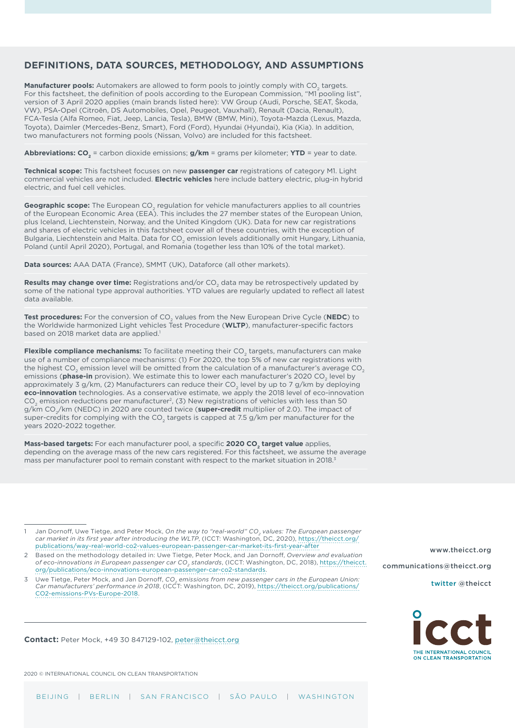## DEFINITIONS, DATA SOURCES, METHODOLOGY, AND ASSUMPTIONS

**Manufacturer pools:** Automakers are allowed to form pools to jointly comply with $CO_2$ targets. For this factsheet, the definition of pools according to the European Commission, "M1 pooling list", version of 3 April 2020 applies (main brands listed here): VW Group (Audi, Porsche, SEAT, Škoda, VW), PSA-Opel (Citroën, DS Automobiles, Opel, Peugeot, Vauxhall), Renault (Dacia, Renault), FCA-Tesla (Alfa Romeo, Fiat, Jeep, Lancia, Tesla), BMW (BMW, Mini), Toyota-Mazda (Lexus, Mazda, Toyota), Daimler (Mercedes-Benz, Smart), Ford (Ford), Hyundai (Hyundai), Kia (Kia). In addition, two manufacturers not forming pools (Nissan, Volvo) are included for this factsheet.

**Abbreviations:** $CO_2$ = carbon dioxide emissions; **g/km** = grams per kilometer; **YTD** = year to date.

**Technical scope:** This factsheet focuses on new **passenger car** registrations of category M1. Light commercial vehicles are not included. **Electric vehicles** here include battery electric, plug-in hybrid electric, and fuel cell vehicles.

**Geographic scope:** The European $CO_2$ regulation for vehicle manufacturers applies to all countries of the European Economic Area (EEA). This includes the 27 member states of the European Union, plus Iceland, Liechtenstein, Norway, and the United Kingdom (UK). Data for new car registrations and shares of electric vehicles in this factsheet cover all of these countries, with the exception of Bulgaria, Liechtenstein and Malta. Data for $CO_2$ emission levels additionally omit Hungary, Lithuania, Poland (until April 2020), Portugal, and Romania (together less than 10% of the total market).

**Data sources:** AAA DATA (France), SMMT (UK), Dataforce (all other markets).

**Results may change over time:** Registrations and/or $CO_2$ data may be retrospectively updated by some of the national type approval authorities. YTD values are regularly updated to reflect all latest data available.

**Test procedures:** For the conversion of $CO_2$ values from the New European Drive Cycle (**NEDC**) to the Worldwide harmonized Light vehicles Test Procedure (**WLTP**), manufacturer-specific factors based on 2018 market data are applied.[1]

**Flexible compliance mechanisms:** To facilitate meeting their $CO_2$ targets, manufacturers can make use of a number of compliance mechanisms: (1) For 2020, the top 5% of new car registrations with the highest $CO_2$ emission level will be omitted from the calculation of a manufacturer's average $CO_2$ emissions (**phase-in** provision). We estimate this to lower each manufacturer's 2020 $CO_2$ level by approximately 3 g/km, (2) Manufacturers can reduce their $CO_2$ level by up to 7 g/km by deploying **eco-innovation** technologies. As a conservative estimate, we apply the 2018 level of eco-innovation $CO_2$ emission reductions per manufacturer[2], (3) New registrations of vehicles with less than 50 g/km $CO_2$/km (NEDC) in 2020 are counted twice (**super-credit** multiplier of 2.0). The impact of super-credits for complying with the $CO_2$ targets is capped at 7.5 g/km per manufacturer for the years 2020-2022 together.

**Mass-based targets:** For each manufacturer pool, a specific **2020 $CO_2$ target value** applies, depending on the average mass of the new cars registered. For this factsheet, we assume the average mass per manufacturer pool to remain constant with respect to the market situation in 2018.[3]

---

1 Jan Dornoff, Uwe Tietge, and Peter Mock, *On the way to "real-world" $CO_2$ values: The European passenger car market in its first year after introducing the WLTP*, (ICCT: Washington, DC, 2020), https://theicct.org/publications/way-real-world-co2-values-european-passenger-car-market-its-first-year-after

2 Based on the methodology detailed in: Uwe Tietge, Peter Mock, and Jan Dornoff, *Overview and evaluation of eco-innovations in European passenger car $CO_2$ standards*, (ICCT: Washington, DC, 2018), https://theicct.org/publications/eco-innovations-european-passenger-car-co2-standards.

3 Uwe Tietge, Peter Mock, and Jan Dornoff, *$CO_2$ emissions from new passenger cars in the European Union: Car manufacturers' performance in 2018*, (ICCT: Washington, DC, 2019), https://theicct.org/publications/CO2-emissions-PVs-Europe-2018.

**Contact:** Peter Mock, +49 30 847129-102, peter@theicct.org

www.theicct.org

communications@theicct.org

twitter @theicct

THE INTERNATIONAL COUNCIL ON CLEAN TRANSPORTATION

2020 © INTERNATIONAL COUNCIL ON CLEAN TRANSPORTATION

BEIJING | BERLIN | SAN FRANCISCO | SÃO PAULO | WASHINGTON